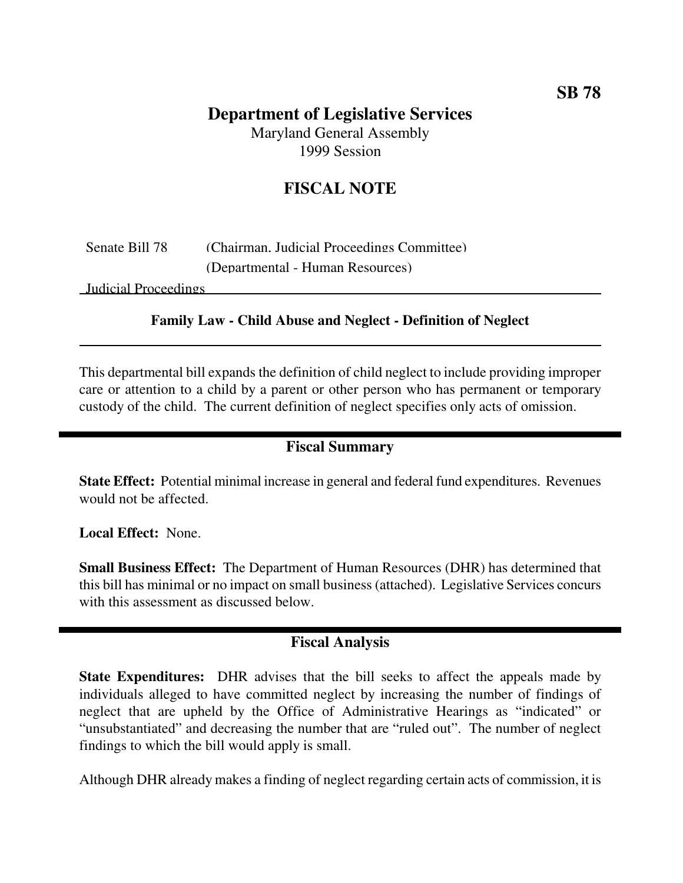SB 78

# Department of Legislative Services

Maryland General Assembly
1999 Session

## FISCAL NOTE

Senate Bill 78 (Chairman, Judicial Proceedings Committee)
(Departmental - Human Resources)

Judicial Proceedings

**Family Law - Child Abuse and Neglect - Definition of Neglect**

This departmental bill expands the definition of child neglect to include providing improper care or attention to a child by a parent or other person who has permanent or temporary custody of the child. The current definition of neglect specifies only acts of omission.

## Fiscal Summary

**State Effect:** Potential minimal increase in general and federal fund expenditures. Revenues would not be affected.

**Local Effect:** None.

**Small Business Effect:** The Department of Human Resources (DHR) has determined that this bill has minimal or no impact on small business (attached). Legislative Services concurs with this assessment as discussed below.

## Fiscal Analysis

**State Expenditures:** DHR advises that the bill seeks to affect the appeals made by individuals alleged to have committed neglect by increasing the number of findings of neglect that are upheld by the Office of Administrative Hearings as "indicated" or "unsubstantiated" and decreasing the number that are "ruled out". The number of neglect findings to which the bill would apply is small.

Although DHR already makes a finding of neglect regarding certain acts of commission, it is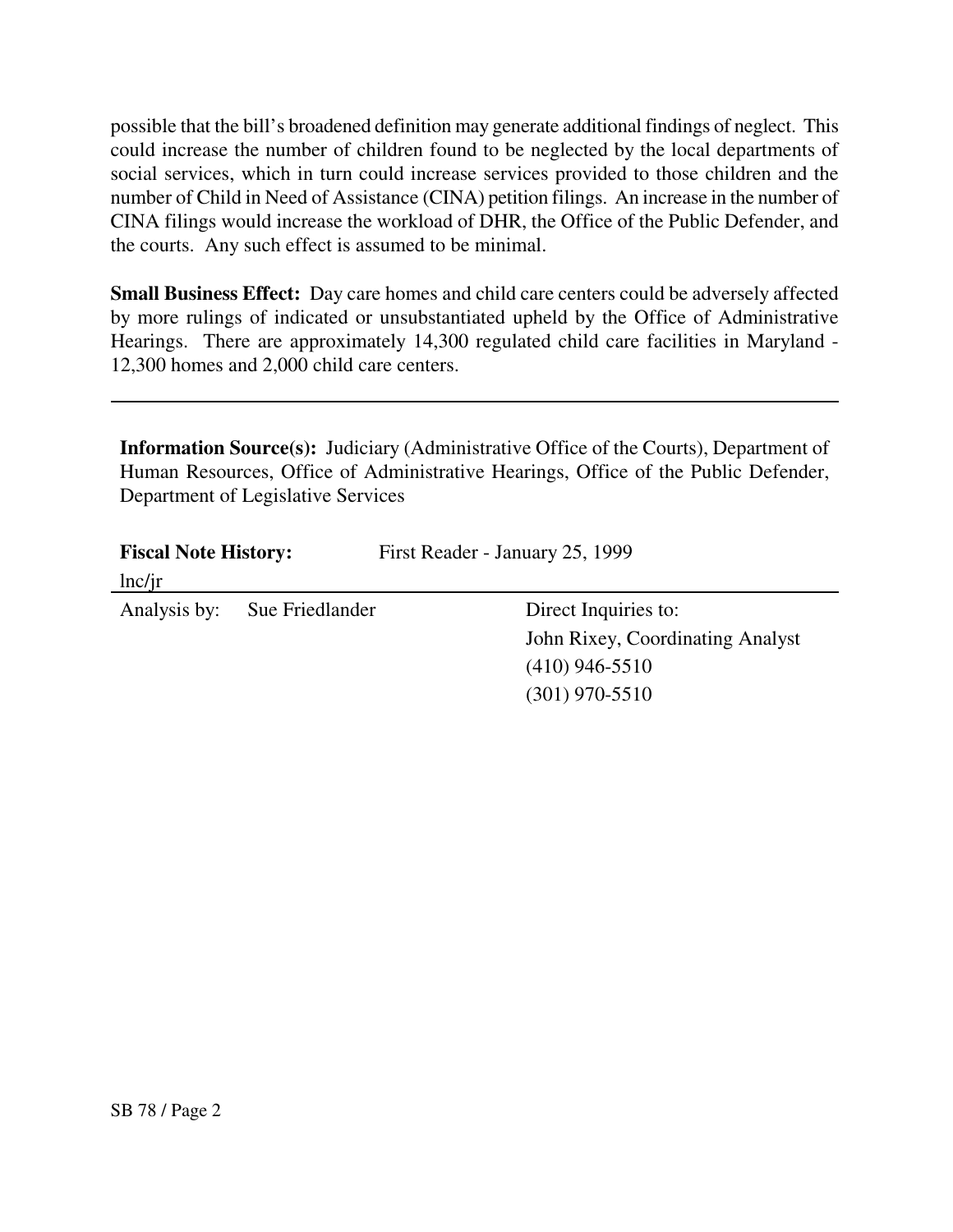possible that the bill's broadened definition may generate additional findings of neglect. This could increase the number of children found to be neglected by the local departments of social services, which in turn could increase services provided to those children and the number of Child in Need of Assistance (CINA) petition filings. An increase in the number of CINA filings would increase the workload of DHR, the Office of the Public Defender, and the courts. Any such effect is assumed to be minimal.

**Small Business Effect:** Day care homes and child care centers could be adversely affected by more rulings of indicated or unsubstantiated upheld by the Office of Administrative Hearings. There are approximately 14,300 regulated child care facilities in Maryland - 12,300 homes and 2,000 child care centers.

---

**Information Source(s):** Judiciary (Administrative Office of the Courts), Department of Human Resources, Office of Administrative Hearings, Office of the Public Defender, Department of Legislative Services

**Fiscal Note History:** First Reader - January 25, 1999

lnc/jr

Analysis by: Sue Friedlander

Direct Inquiries to:
John Rixey, Coordinating Analyst
(410) 946-5510
(301) 970-5510